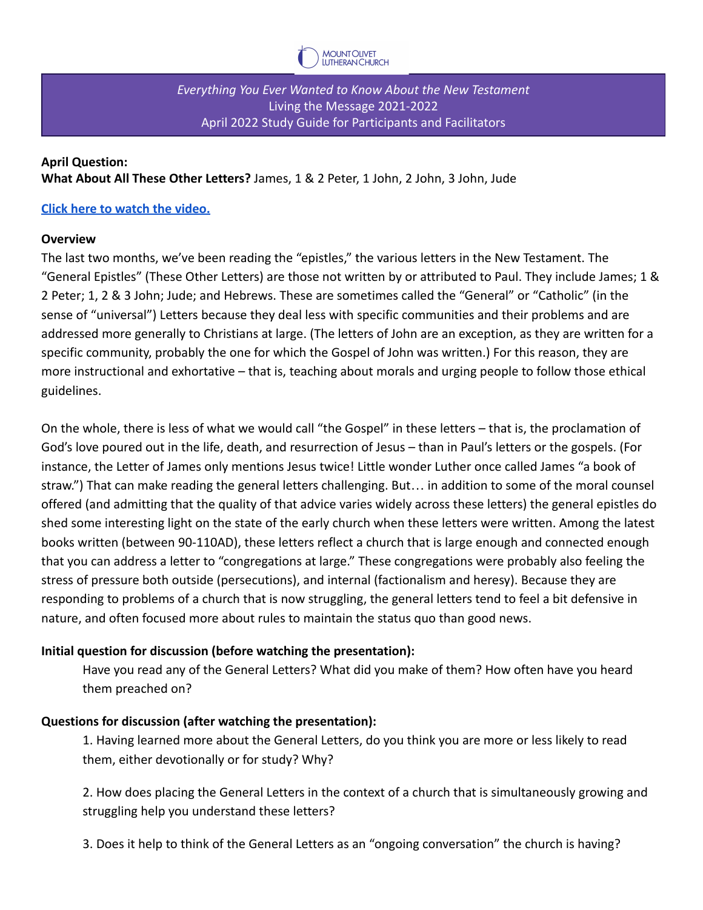MOUNT OLIVET LUTHERAN CHURCH

*Everything You Ever Wanted to Know About the New Testament*
Living the Message 2021-2022
April 2022 Study Guide for Participants and Facilitators

**April Question:**
**What About All These Other Letters?** James, 1 & 2 Peter, 1 John, 2 John, 3 John, Jude

**Click here to watch the video.**

**Overview**

The last two months, we've been reading the "epistles," the various letters in the New Testament. The "General Epistles" (These Other Letters) are those not written by or attributed to Paul. They include James; 1 & 2 Peter; 1, 2 & 3 John; Jude; and Hebrews. These are sometimes called the "General" or "Catholic" (in the sense of "universal") Letters because they deal less with specific communities and their problems and are addressed more generally to Christians at large. (The letters of John are an exception, as they are written for a specific community, probably the one for which the Gospel of John was written.) For this reason, they are more instructional and exhortative – that is, teaching about morals and urging people to follow those ethical guidelines.

On the whole, there is less of what we would call "the Gospel" in these letters – that is, the proclamation of God's love poured out in the life, death, and resurrection of Jesus – than in Paul's letters or the gospels. (For instance, the Letter of James only mentions Jesus twice! Little wonder Luther once called James "a book of straw.") That can make reading the general letters challenging. But… in addition to some of the moral counsel offered (and admitting that the quality of that advice varies widely across these letters) the general epistles do shed some interesting light on the state of the early church when these letters were written. Among the latest books written (between 90-110AD), these letters reflect a church that is large enough and connected enough that you can address a letter to "congregations at large." These congregations were probably also feeling the stress of pressure both outside (persecutions), and internal (factionalism and heresy). Because they are responding to problems of a church that is now struggling, the general letters tend to feel a bit defensive in nature, and often focused more about rules to maintain the status quo than good news.

**Initial question for discussion (before watching the presentation):**

Have you read any of the General Letters? What did you make of them? How often have you heard them preached on?

**Questions for discussion (after watching the presentation):**

1. Having learned more about the General Letters, do you think you are more or less likely to read them, either devotionally or for study? Why?

2. How does placing the General Letters in the context of a church that is simultaneously growing and struggling help you understand these letters?

3. Does it help to think of the General Letters as an "ongoing conversation" the church is having?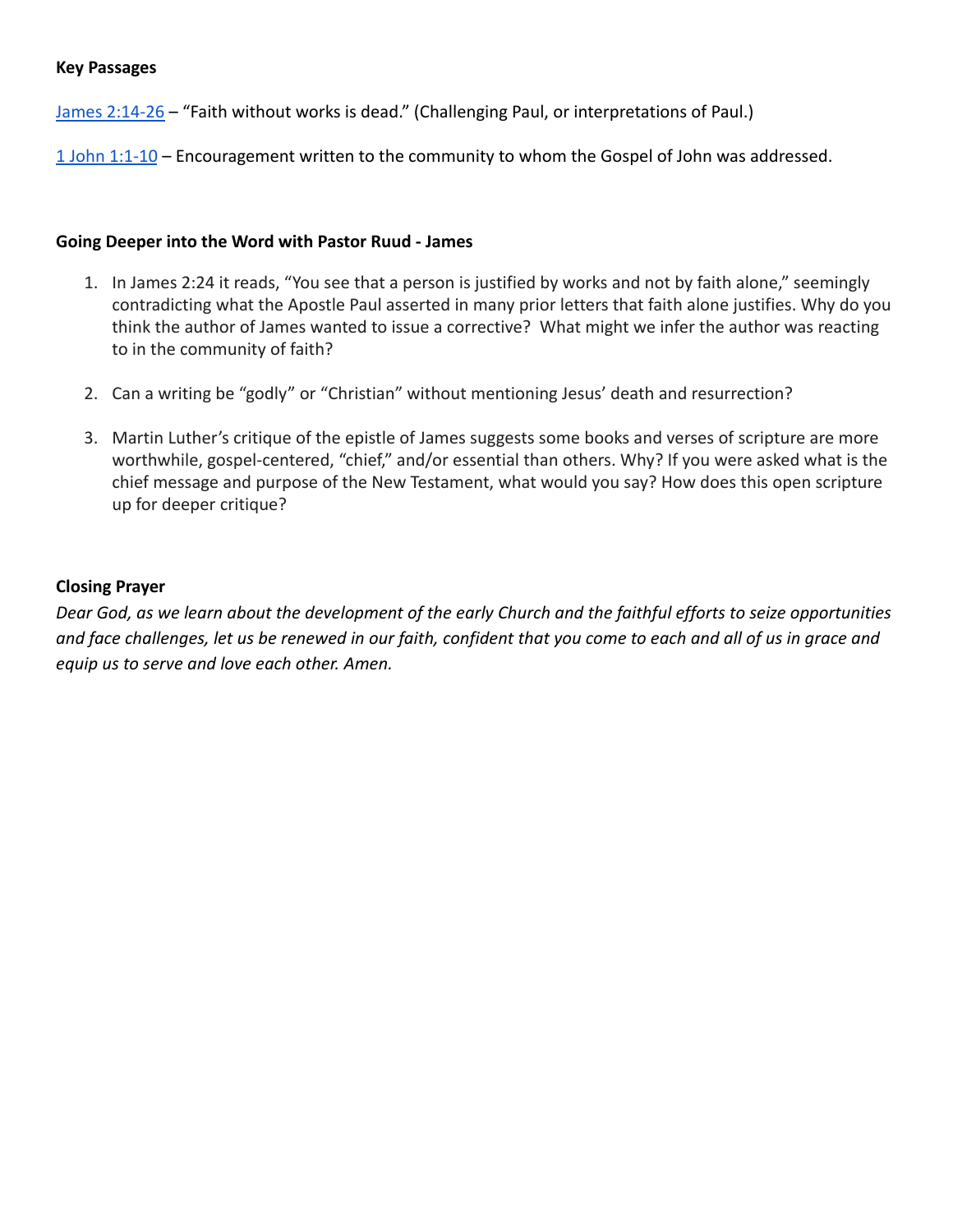**Key Passages**

[James 2:14-26](#) – "Faith without works is dead." (Challenging Paul, or interpretations of Paul.)

[1 John 1:1-10](#) – Encouragement written to the community to whom the Gospel of John was addressed.

**Going Deeper into the Word with Pastor Ruud - James**

1. In James 2:24 it reads, "You see that a person is justified by works and not by faith alone," seemingly contradicting what the Apostle Paul asserted in many prior letters that faith alone justifies. Why do you think the author of James wanted to issue a corrective? What might we infer the author was reacting to in the community of faith?

2. Can a writing be "godly" or "Christian" without mentioning Jesus' death and resurrection?

3. Martin Luther's critique of the epistle of James suggests some books and verses of scripture are more worthwhile, gospel-centered, "chief," and/or essential than others. Why? If you were asked what is the chief message and purpose of the New Testament, what would you say? How does this open scripture up for deeper critique?

**Closing Prayer**

*Dear God, as we learn about the development of the early Church and the faithful efforts to seize opportunities and face challenges, let us be renewed in our faith, confident that you come to each and all of us in grace and equip us to serve and love each other. Amen.*